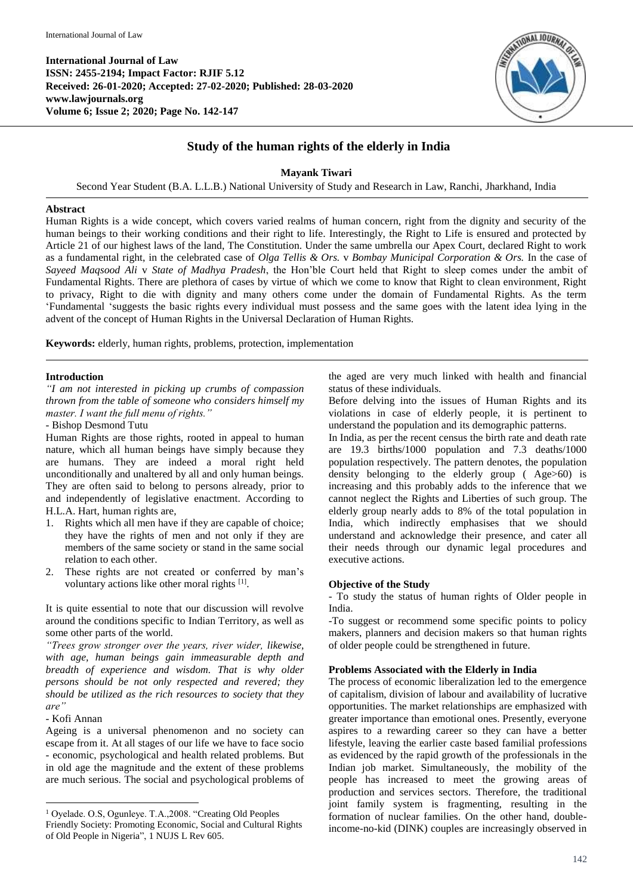International Journal of Law
ISSN: 2455-2194; Impact Factor: RJIF 5.12
Received: 26-01-2020; Accepted: 27-02-2020; Published: 28-03-2020
www.lawjournals.org
Volume 6; Issue 2; 2020; Page No. 142-147

# Study of the human rights of the elderly in India

**Mayank Tiwari**

Second Year Student (B.A. L.L.B.) National University of Study and Research in Law, Ranchi, Jharkhand, India

## Abstract

Human Rights is a wide concept, which covers varied realms of human concern, right from the dignity and security of the human beings to their working conditions and their right to life. Interestingly, the Right to Life is ensured and protected by Article 21 of our highest laws of the land, The Constitution. Under the same umbrella our Apex Court, declared Right to work as a fundamental right, in the celebrated case of *Olga Tellis & Ors.* v *Bombay Municipal Corporation & Ors.* In the case of *Sayeed Maqsood Ali* v *State of Madhya Pradesh*, the Hon'ble Court held that Right to sleep comes under the ambit of Fundamental Rights. There are plethora of cases by virtue of which we come to know that Right to clean environment, Right to privacy, Right to die with dignity and many others come under the domain of Fundamental Rights. As the term 'Fundamental 'suggests the basic rights every individual must possess and the same goes with the latent idea lying in the advent of the concept of Human Rights in the Universal Declaration of Human Rights.

**Keywords:** elderly, human rights, problems, protection, implementation

## Introduction

*"I am not interested in picking up crumbs of compassion thrown from the table of someone who considers himself my master. I want the full menu of rights."*

- Bishop Desmond Tutu

Human Rights are those rights, rooted in appeal to human nature, which all human beings have simply because they are humans. They are indeed a moral right held unconditionally and unaltered by all and only human beings. They are often said to belong to persons already, prior to and independently of legislative enactment. According to H.L.A. Hart, human rights are,

1. Rights which all men have if they are capable of choice; they have the rights of men and not only if they are members of the same society or stand in the same social relation to each other.
2. These rights are not created or conferred by man's voluntary actions like other moral rights [1].

It is quite essential to note that our discussion will revolve around the conditions specific to Indian Territory, as well as some other parts of the world.

*"Trees grow stronger over the years, river wider, likewise, with age, human beings gain immeasurable depth and breadth of experience and wisdom. That is why older persons should be not only respected and revered; they should be utilized as the rich resources to society that they are"*

- Kofi Annan

Ageing is a universal phenomenon and no society can escape from it. At all stages of our life we have to face socio - economic, psychological and health related problems. But in old age the magnitude and the extent of these problems are much serious. The social and psychological problems of the aged are very much linked with health and financial status of these individuals.

Before delving into the issues of Human Rights and its violations in case of elderly people, it is pertinent to understand the population and its demographic patterns.

In India, as per the recent census the birth rate and death rate are 19.3 births/1000 population and 7.3 deaths/1000 population respectively. The pattern denotes, the population density belonging to the elderly group ( Age>60) is increasing and this probably adds to the inference that we cannot neglect the Rights and Liberties of such group. The elderly group nearly adds to 8% of the total population in India, which indirectly emphasises that we should understand and acknowledge their presence, and cater all their needs through our dynamic legal procedures and executive actions.

### Objective of the Study

- To study the status of human rights of Older people in India.

-To suggest or recommend some specific points to policy makers, planners and decision makers so that human rights of older people could be strengthened in future.

### Problems Associated with the Elderly in India

The process of economic liberalization led to the emergence of capitalism, division of labour and availability of lucrative opportunities. The market relationships are emphasized with greater importance than emotional ones. Presently, everyone aspires to a rewarding career so they can have a better lifestyle, leaving the earlier caste based familial professions as evidenced by the rapid growth of the professionals in the Indian job market. Simultaneously, the mobility of the people has increased to meet the growing areas of production and services sectors. Therefore, the traditional joint family system is fragmenting, resulting in the formation of nuclear families. On the other hand, double-income-no-kid (DINK) couples are increasingly observed in

---

[1] Oyelade. O.S, Ogunleye. T.A.,2008. "Creating Old Peoples Friendly Society: Promoting Economic, Social and Cultural Rights of Old People in Nigeria", 1 NUJS L Rev 605.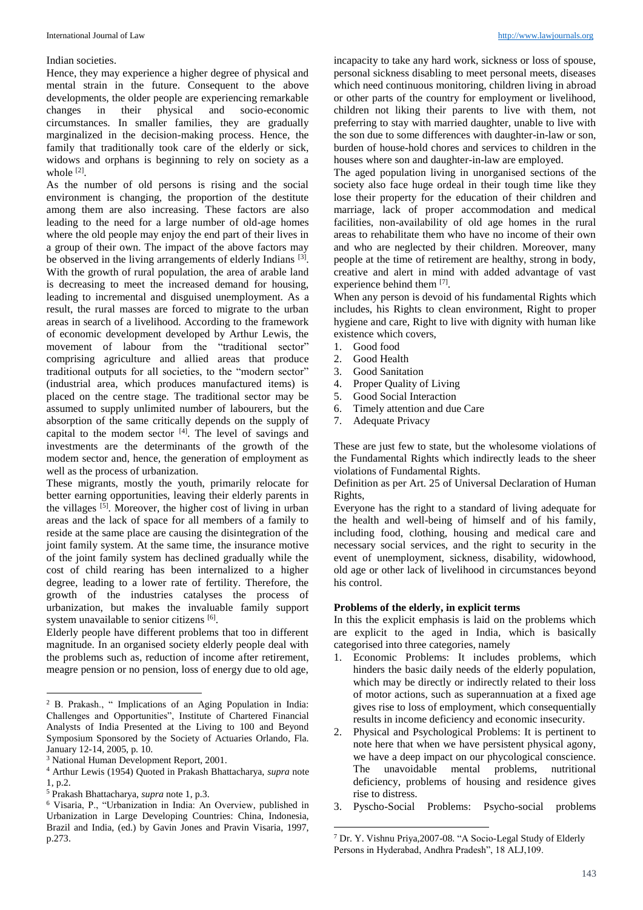Indian societies.

Hence, they may experience a higher degree of physical and mental strain in the future. Consequent to the above developments, the older people are experiencing remarkable changes in their physical and socio-economic circumstances. In smaller families, they are gradually marginalized in the decision-making process. Hence, the family that traditionally took care of the elderly or sick, widows and orphans is beginning to rely on society as a whole [2].

As the number of old persons is rising and the social environment is changing, the proportion of the destitute among them are also increasing. These factors are also leading to the need for a large number of old-age homes where the old people may enjoy the end part of their lives in a group of their own. The impact of the above factors may be observed in the living arrangements of elderly Indians [3].

With the growth of rural population, the area of arable land is decreasing to meet the increased demand for housing, leading to incremental and disguised unemployment. As a result, the rural masses are forced to migrate to the urban areas in search of a livelihood. According to the framework of economic development developed by Arthur Lewis, the movement of labour from the "traditional sector" comprising agriculture and allied areas that produce traditional outputs for all societies, to the "modern sector" (industrial area, which produces manufactured items) is placed on the centre stage. The traditional sector may be assumed to supply unlimited number of labourers, but the absorption of the same critically depends on the supply of capital to the modem sector [4]. The level of savings and investments are the determinants of the growth of the modem sector and, hence, the generation of employment as well as the process of urbanization.

These migrants, mostly the youth, primarily relocate for better earning opportunities, leaving their elderly parents in the villages [5]. Moreover, the higher cost of living in urban areas and the lack of space for all members of a family to reside at the same place are causing the disintegration of the joint family system. At the same time, the insurance motive of the joint family system has declined gradually while the cost of child rearing has been internalized to a higher degree, leading to a lower rate of fertility. Therefore, the growth of the industries catalyses the process of urbanization, but makes the invaluable family support system unavailable to senior citizens [6].

Elderly people have different problems that too in different magnitude. In an organised society elderly people deal with the problems such as, reduction of income after retirement, meagre pension or no pension, loss of energy due to old age, incapacity to take any hard work, sickness or loss of spouse, personal sickness disabling to meet personal meets, diseases which need continuous monitoring, children living in abroad or other parts of the country for employment or livelihood, children not liking their parents to live with them, not preferring to stay with married daughter, unable to live with the son due to some differences with daughter-in-law or son, burden of house-hold chores and services to children in the houses where son and daughter-in-law are employed.

The aged population living in unorganised sections of the society also face huge ordeal in their tough time like they lose their property for the education of their children and marriage, lack of proper accommodation and medical facilities, non-availability of old age homes in the rural areas to rehabilitate them who have no income of their own and who are neglected by their children. Moreover, many people at the time of retirement are healthy, strong in body, creative and alert in mind with added advantage of vast experience behind them [7].

When any person is devoid of his fundamental Rights which includes, his Rights to clean environment, Right to proper hygiene and care, Right to live with dignity with human like existence which covers,

1. Good food
2. Good Health
3. Good Sanitation
4. Proper Quality of Living
5. Good Social Interaction
6. Timely attention and due Care
7. Adequate Privacy

These are just few to state, but the wholesome violations of the Fundamental Rights which indirectly leads to the sheer violations of Fundamental Rights.

Definition as per Art. 25 of Universal Declaration of Human Rights,

Everyone has the right to a standard of living adequate for the health and well-being of himself and of his family, including food, clothing, housing and medical care and necessary social services, and the right to security in the event of unemployment, sickness, disability, widowhood, old age or other lack of livelihood in circumstances beyond his control.

**Problems of the elderly, in explicit terms**

In this the explicit emphasis is laid on the problems which are explicit to the aged in India, which is basically categorised into three categories, namely

1. Economic Problems: It includes problems, which hinders the basic daily needs of the elderly population, which may be directly or indirectly related to their loss of motor actions, such as superannuation at a fixed age gives rise to loss of employment, which consequentially results in income deficiency and economic insecurity.
2. Physical and Psychological Problems: It is pertinent to note here that when we have persistent physical agony, we have a deep impact on our phycological conscience. The unavoidable mental problems, nutritional deficiency, problems of housing and residence gives rise to distress.
3. Pyscho-Social Problems: Psycho-social problems

---

[2] B. Prakash., " Implications of an Aging Population in India: Challenges and Opportunities", Institute of Chartered Financial Analysts of India Presented at the Living to 100 and Beyond Symposium Sponsored by the Society of Actuaries Orlando, Fla. January 12-14, 2005, p. 10.

[3] National Human Development Report, 2001.

[4] Arthur Lewis (1954) Quoted in Prakash Bhattacharya, *supra* note 1, p.2.

[5] Prakash Bhattacharya, *supra* note 1, p.3.

[6] Visaria, P., "Urbanization in India: An Overview, published in Urbanization in Large Developing Countries: China, Indonesia, Brazil and India, (ed.) by Gavin Jones and Pravin Visaria, 1997, p.273.

[7] Dr. Y. Vishnu Priya,2007-08. "A Socio-Legal Study of Elderly Persons in Hyderabad, Andhra Pradesh", 18 ALJ,109.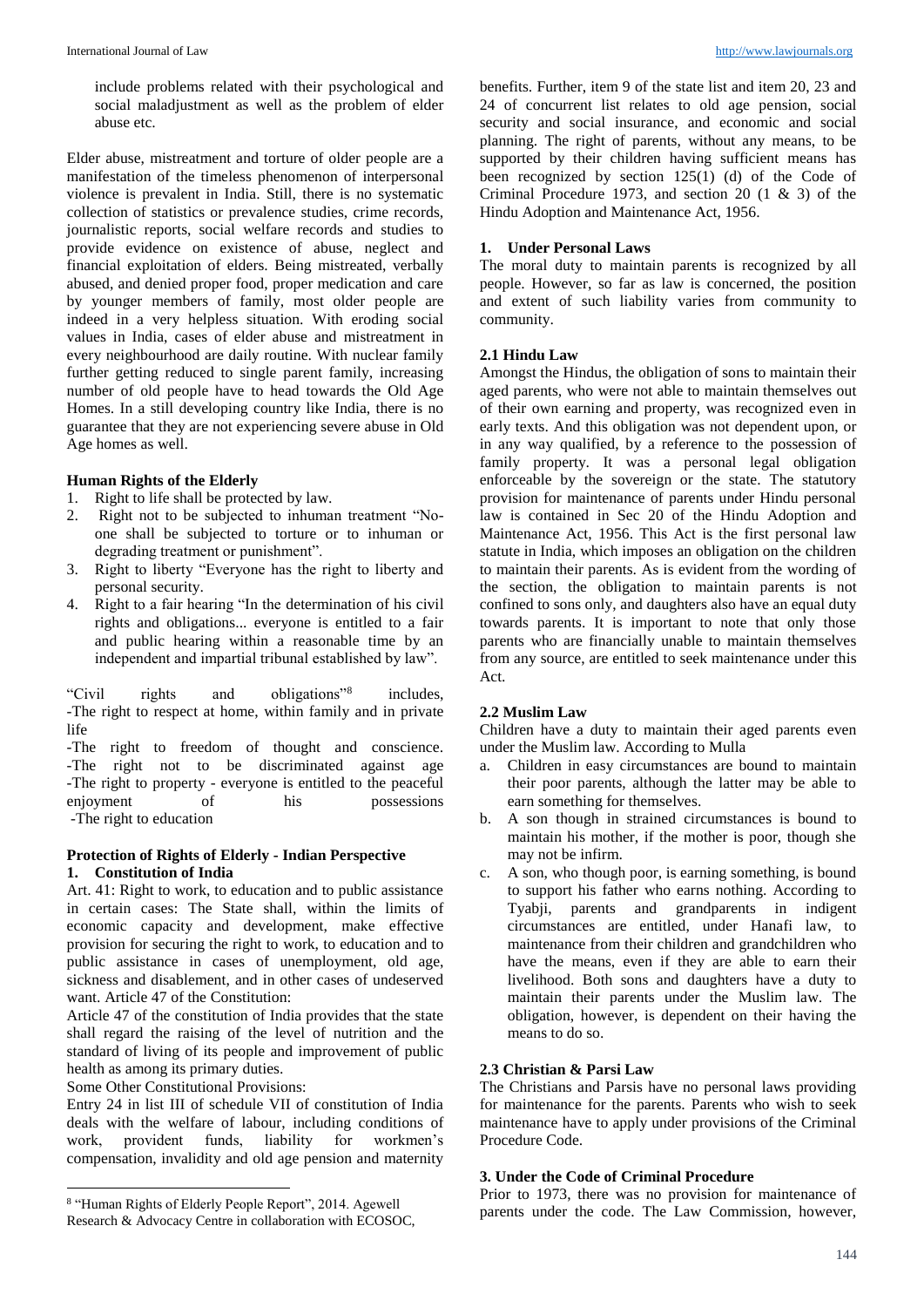include problems related with their psychological and social maladjustment as well as the problem of elder abuse etc.

Elder abuse, mistreatment and torture of older people are a manifestation of the timeless phenomenon of interpersonal violence is prevalent in India. Still, there is no systematic collection of statistics or prevalence studies, crime records, journalistic reports, social welfare records and studies to provide evidence on existence of abuse, neglect and financial exploitation of elders. Being mistreated, verbally abused, and denied proper food, proper medication and care by younger members of family, most older people are indeed in a very helpless situation. With eroding social values in India, cases of elder abuse and mistreatment in every neighbourhood are daily routine. With nuclear family further getting reduced to single parent family, increasing number of old people have to head towards the Old Age Homes. In a still developing country like India, there is no guarantee that they are not experiencing severe abuse in Old Age homes as well.

**Human Rights of the Elderly**

1. Right to life shall be protected by law.
2. Right not to be subjected to inhuman treatment "No-one shall be subjected to torture or to inhuman or degrading treatment or punishment".
3. Right to liberty "Everyone has the right to liberty and personal security.
4. Right to a fair hearing "In the determination of his civil rights and obligations... everyone is entitled to a fair and public hearing within a reasonable time by an independent and impartial tribunal established by law".

"Civil rights and obligations"[8] includes,
-The right to respect at home, within family and in private life
-The right to freedom of thought and conscience.
-The right not to be discriminated against age
-The right to property - everyone is entitled to the peaceful enjoyment of his possessions
-The right to education

**Protection of Rights of Elderly - Indian Perspective**

**1. Constitution of India**

Art. 41: Right to work, to education and to public assistance in certain cases: The State shall, within the limits of economic capacity and development, make effective provision for securing the right to work, to education and to public assistance in cases of unemployment, old age, sickness and disablement, and in other cases of undeserved want. Article 47 of the Constitution:

Article 47 of the constitution of India provides that the state shall regard the raising of the level of nutrition and the standard of living of its people and improvement of public health as among its primary duties.

Some Other Constitutional Provisions:

Entry 24 in list III of schedule VII of constitution of India deals with the welfare of labour, including conditions of work, provident funds, liability for workmen's compensation, invalidity and old age pension and maternity benefits. Further, item 9 of the state list and item 20, 23 and 24 of concurrent list relates to old age pension, social security and social insurance, and economic and social planning. The right of parents, without any means, to be supported by their children having sufficient means has been recognized by section 125(1) (d) of the Code of Criminal Procedure 1973, and section 20 (1 & 3) of the Hindu Adoption and Maintenance Act, 1956.

**1. Under Personal Laws**

The moral duty to maintain parents is recognized by all people. However, so far as law is concerned, the position and extent of such liability varies from community to community.

**2.1 Hindu Law**

Amongst the Hindus, the obligation of sons to maintain their aged parents, who were not able to maintain themselves out of their own earning and property, was recognized even in early texts. And this obligation was not dependent upon, or in any way qualified, by a reference to the possession of family property. It was a personal legal obligation enforceable by the sovereign or the state. The statutory provision for maintenance of parents under Hindu personal law is contained in Sec 20 of the Hindu Adoption and Maintenance Act, 1956. This Act is the first personal law statute in India, which imposes an obligation on the children to maintain their parents. As is evident from the wording of the section, the obligation to maintain parents is not confined to sons only, and daughters also have an equal duty towards parents. It is important to note that only those parents who are financially unable to maintain themselves from any source, are entitled to seek maintenance under this Act.

**2.2 Muslim Law**

Children have a duty to maintain their aged parents even under the Muslim law. According to Mulla

a. Children in easy circumstances are bound to maintain their poor parents, although the latter may be able to earn something for themselves.
b. A son though in strained circumstances is bound to maintain his mother, if the mother is poor, though she may not be infirm.
c. A son, who though poor, is earning something, is bound to support his father who earns nothing. According to Tyabji, parents and grandparents in indigent circumstances are entitled, under Hanafi law, to maintenance from their children and grandchildren who have the means, even if they are able to earn their livelihood. Both sons and daughters have a duty to maintain their parents under the Muslim law. The obligation, however, is dependent on their having the means to do so.

**2.3 Christian & Parsi Law**

The Christians and Parsis have no personal laws providing for maintenance for the parents. Parents who wish to seek maintenance have to apply under provisions of the Criminal Procedure Code.

**3. Under the Code of Criminal Procedure**

Prior to 1973, there was no provision for maintenance of parents under the code. The Law Commission, however,

[8] "Human Rights of Elderly People Report", 2014. Agewell Research & Advocacy Centre in collaboration with ECOSOC,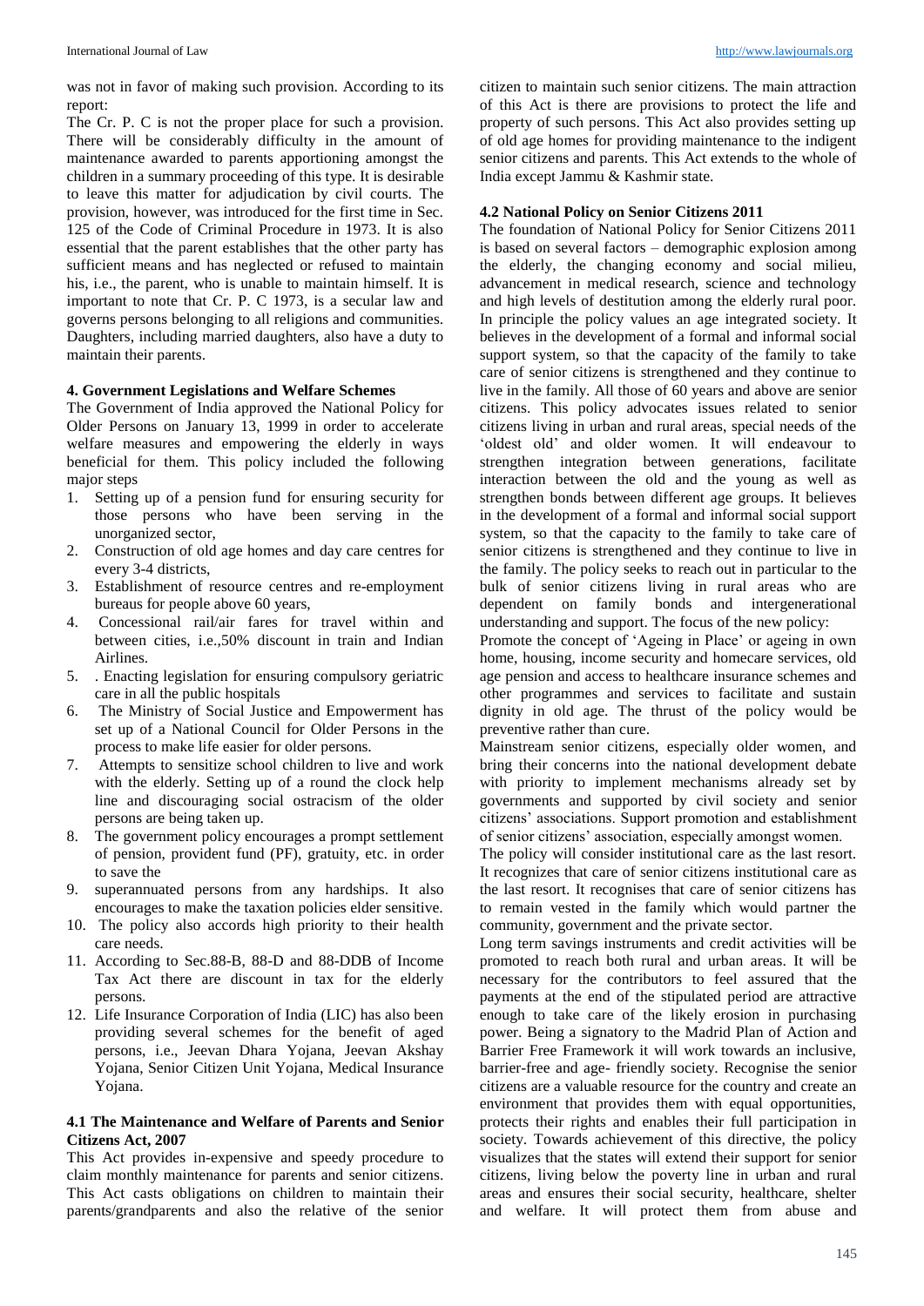was not in favor of making such provision. According to its report:

The Cr. P. C is not the proper place for such a provision. There will be considerably difficulty in the amount of maintenance awarded to parents apportioning amongst the children in a summary proceeding of this type. It is desirable to leave this matter for adjudication by civil courts. The provision, however, was introduced for the first time in Sec. 125 of the Code of Criminal Procedure in 1973. It is also essential that the parent establishes that the other party has sufficient means and has neglected or refused to maintain his, i.e., the parent, who is unable to maintain himself. It is important to note that Cr. P. C 1973, is a secular law and governs persons belonging to all religions and communities. Daughters, including married daughters, also have a duty to maintain their parents.

### 4. Government Legislations and Welfare Schemes

The Government of India approved the National Policy for Older Persons on January 13, 1999 in order to accelerate welfare measures and empowering the elderly in ways beneficial for them. This policy included the following major steps

1. Setting up of a pension fund for ensuring security for those persons who have been serving in the unorganized sector,
2. Construction of old age homes and day care centres for every 3-4 districts,
3. Establishment of resource centres and re-employment bureaus for people above 60 years,
4. Concessional rail/air fares for travel within and between cities, i.e.,50% discount in train and Indian Airlines.
5. . Enacting legislation for ensuring compulsory geriatric care in all the public hospitals
6. The Ministry of Social Justice and Empowerment has set up of a National Council for Older Persons in the process to make life easier for older persons.
7. Attempts to sensitize school children to live and work with the elderly. Setting up of a round the clock help line and discouraging social ostracism of the older persons are being taken up.
8. The government policy encourages a prompt settlement of pension, provident fund (PF), gratuity, etc. in order to save the
9. superannuated persons from any hardships. It also encourages to make the taxation policies elder sensitive.
10. The policy also accords high priority to their health care needs.
11. According to Sec.88-B, 88-D and 88-DDB of Income Tax Act there are discount in tax for the elderly persons.
12. Life Insurance Corporation of India (LIC) has also been providing several schemes for the benefit of aged persons, i.e., Jeevan Dhara Yojana, Jeevan Akshay Yojana, Senior Citizen Unit Yojana, Medical Insurance Yojana.

#### 4.1 The Maintenance and Welfare of Parents and Senior Citizens Act, 2007

This Act provides in-expensive and speedy procedure to claim monthly maintenance for parents and senior citizens. This Act casts obligations on children to maintain their parents/grandparents and also the relative of the senior citizen to maintain such senior citizens. The main attraction of this Act is there are provisions to protect the life and property of such persons. This Act also provides setting up of old age homes for providing maintenance to the indigent senior citizens and parents. This Act extends to the whole of India except Jammu & Kashmir state.

#### 4.2 National Policy on Senior Citizens 2011

The foundation of National Policy for Senior Citizens 2011 is based on several factors – demographic explosion among the elderly, the changing economy and social milieu, advancement in medical research, science and technology and high levels of destitution among the elderly rural poor. In principle the policy values an age integrated society. It believes in the development of a formal and informal social support system, so that the capacity of the family to take care of senior citizens is strengthened and they continue to live in the family. All those of 60 years and above are senior citizens. This policy advocates issues related to senior citizens living in urban and rural areas, special needs of the 'oldest old' and older women. It will endeavour to strengthen integration between generations, facilitate interaction between the old and the young as well as strengthen bonds between different age groups. It believes in the development of a formal and informal social support system, so that the capacity to the family to take care of senior citizens is strengthened and they continue to live in the family. The policy seeks to reach out in particular to the bulk of senior citizens living in rural areas who are dependent on family bonds and intergenerational understanding and support. The focus of the new policy:

Promote the concept of 'Ageing in Place' or ageing in own home, housing, income security and homecare services, old age pension and access to healthcare insurance schemes and other programmes and services to facilitate and sustain dignity in old age. The thrust of the policy would be preventive rather than cure.

Mainstream senior citizens, especially older women, and bring their concerns into the national development debate with priority to implement mechanisms already set by governments and supported by civil society and senior citizens' associations. Support promotion and establishment of senior citizens' association, especially amongst women.

The policy will consider institutional care as the last resort. It recognizes that care of senior citizens institutional care as the last resort. It recognises that care of senior citizens has to remain vested in the family which would partner the community, government and the private sector.

Long term savings instruments and credit activities will be promoted to reach both rural and urban areas. It will be necessary for the contributors to feel assured that the payments at the end of the stipulated period are attractive enough to take care of the likely erosion in purchasing power. Being a signatory to the Madrid Plan of Action and Barrier Free Framework it will work towards an inclusive, barrier-free and age- friendly society. Recognise the senior citizens are a valuable resource for the country and create an environment that provides them with equal opportunities, protects their rights and enables their full participation in society. Towards achievement of this directive, the policy visualizes that the states will extend their support for senior citizens, living below the poverty line in urban and rural areas and ensures their social security, healthcare, shelter and welfare. It will protect them from abuse and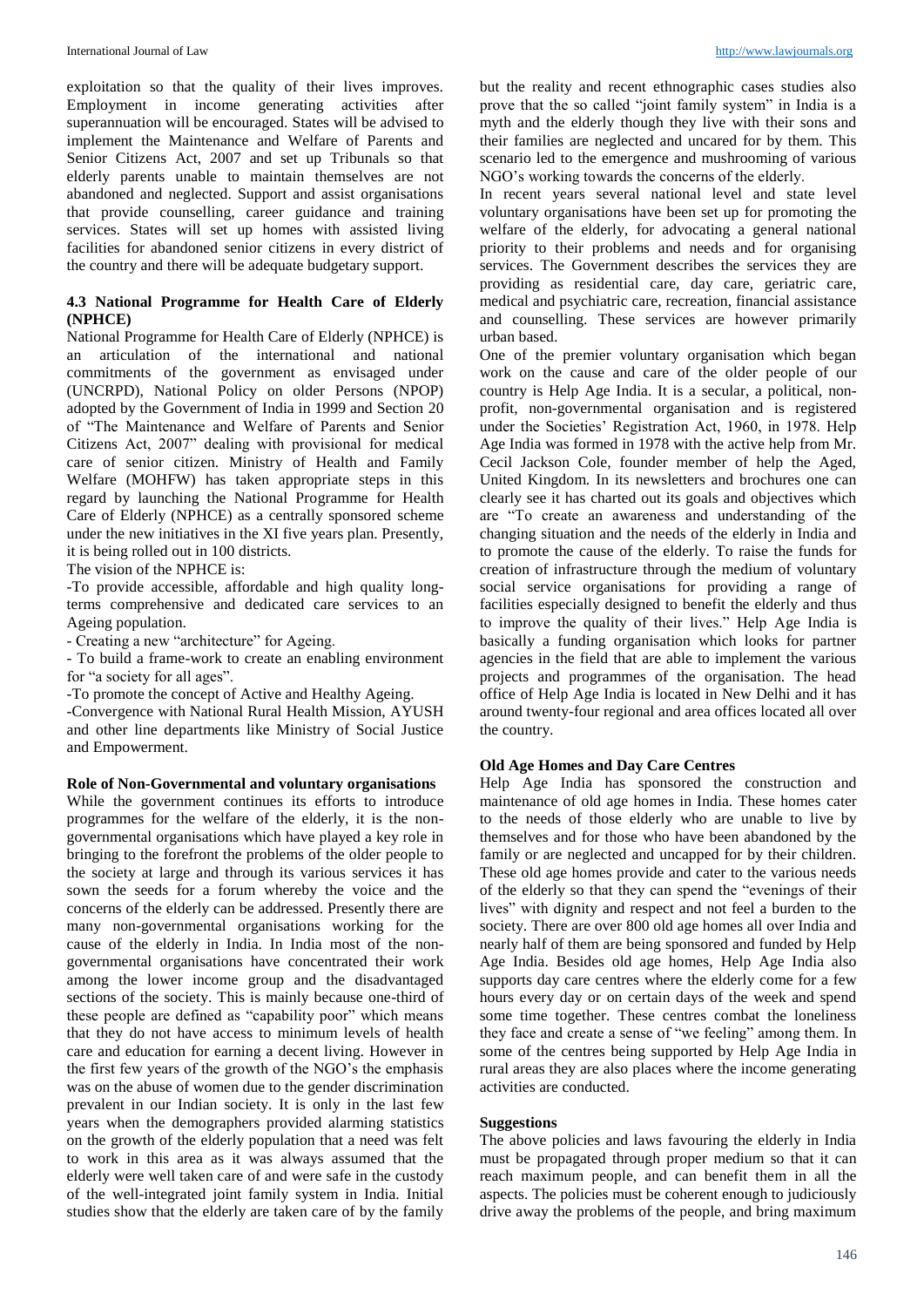exploitation so that the quality of their lives improves. Employment in income generating activities after superannuation will be encouraged. States will be advised to implement the Maintenance and Welfare of Parents and Senior Citizens Act, 2007 and set up Tribunals so that elderly parents unable to maintain themselves are not abandoned and neglected. Support and assist organisations that provide counselling, career guidance and training services. States will set up homes with assisted living facilities for abandoned senior citizens in every district of the country and there will be adequate budgetary support.

### 4.3 National Programme for Health Care of Elderly (NPHCE)

National Programme for Health Care of Elderly (NPHCE) is an articulation of the international and national commitments of the government as envisaged under (UNCRPD), National Policy on older Persons (NPOP) adopted by the Government of India in 1999 and Section 20 of "The Maintenance and Welfare of Parents and Senior Citizens Act, 2007" dealing with provisional for medical care of senior citizen. Ministry of Health and Family Welfare (MOHFW) has taken appropriate steps in this regard by launching the National Programme for Health Care of Elderly (NPHCE) as a centrally sponsored scheme under the new initiatives in the XI five years plan. Presently, it is being rolled out in 100 districts.

The vision of the NPHCE is:

-To provide accessible, affordable and high quality long-terms comprehensive and dedicated care services to an Ageing population.

- Creating a new "architecture" for Ageing.

- To build a frame-work to create an enabling environment for "a society for all ages".

-To promote the concept of Active and Healthy Ageing.

-Convergence with National Rural Health Mission, AYUSH and other line departments like Ministry of Social Justice and Empowerment.

### Role of Non-Governmental and voluntary organisations

While the government continues its efforts to introduce programmes for the welfare of the elderly, it is the non-governmental organisations which have played a key role in bringing to the forefront the problems of the older people to the society at large and through its various services it has sown the seeds for a forum whereby the voice and the concerns of the elderly can be addressed. Presently there are many non-governmental organisations working for the cause of the elderly in India. In India most of the non-governmental organisations have concentrated their work among the lower income group and the disadvantaged sections of the society. This is mainly because one-third of these people are defined as "capability poor" which means that they do not have access to minimum levels of health care and education for earning a decent living. However in the first few years of the growth of the NGO's the emphasis was on the abuse of women due to the gender discrimination prevalent in our Indian society. It is only in the last few years when the demographers provided alarming statistics on the growth of the elderly population that a need was felt to work in this area as it was always assumed that the elderly were well taken care of and were safe in the custody of the well-integrated joint family system in India. Initial studies show that the elderly are taken care of by the family but the reality and recent ethnographic cases studies also prove that the so called "joint family system" in India is a myth and the elderly though they live with their sons and their families are neglected and uncared for by them. This scenario led to the emergence and mushrooming of various NGO's working towards the concerns of the elderly.

In recent years several national level and state level voluntary organisations have been set up for promoting the welfare of the elderly, for advocating a general national priority to their problems and needs and for organising services. The Government describes the services they are providing as residential care, day care, geriatric care, medical and psychiatric care, recreation, financial assistance and counselling. These services are however primarily urban based.

One of the premier voluntary organisation which began work on the cause and care of the older people of our country is Help Age India. It is a secular, a political, non-profit, non-governmental organisation and is registered under the Societies' Registration Act, 1960, in 1978. Help Age India was formed in 1978 with the active help from Mr. Cecil Jackson Cole, founder member of help the Aged, United Kingdom. In its newsletters and brochures one can clearly see it has charted out its goals and objectives which are "To create an awareness and understanding of the changing situation and the needs of the elderly in India and to promote the cause of the elderly. To raise the funds for creation of infrastructure through the medium of voluntary social service organisations for providing a range of facilities especially designed to benefit the elderly and thus to improve the quality of their lives." Help Age India is basically a funding organisation which looks for partner agencies in the field that are able to implement the various projects and programmes of the organisation. The head office of Help Age India is located in New Delhi and it has around twenty-four regional and area offices located all over the country.

### Old Age Homes and Day Care Centres

Help Age India has sponsored the construction and maintenance of old age homes in India. These homes cater to the needs of those elderly who are unable to live by themselves and for those who have been abandoned by the family or are neglected and uncapped for by their children. These old age homes provide and cater to the various needs of the elderly so that they can spend the "evenings of their lives" with dignity and respect and not feel a burden to the society. There are over 800 old age homes all over India and nearly half of them are being sponsored and funded by Help Age India. Besides old age homes, Help Age India also supports day care centres where the elderly come for a few hours every day or on certain days of the week and spend some time together. These centres combat the loneliness they face and create a sense of "we feeling" among them. In some of the centres being supported by Help Age India in rural areas they are also places where the income generating activities are conducted.

### Suggestions

The above policies and laws favouring the elderly in India must be propagated through proper medium so that it can reach maximum people, and can benefit them in all the aspects. The policies must be coherent enough to judiciously drive away the problems of the people, and bring maximum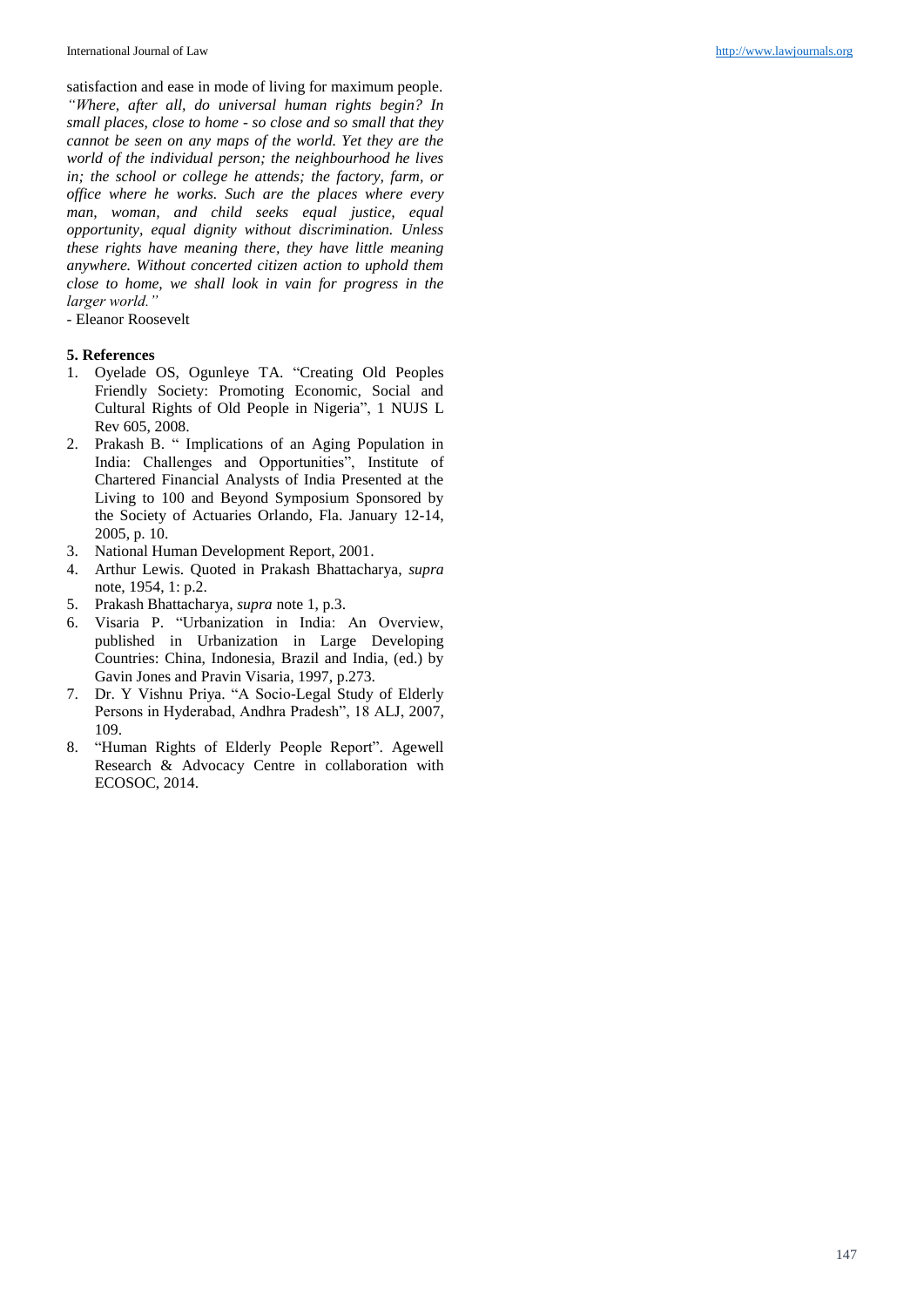satisfaction and ease in mode of living for maximum people.

*"Where, after all, do universal human rights begin? In small places, close to home - so close and so small that they cannot be seen on any maps of the world. Yet they are the world of the individual person; the neighbourhood he lives in; the school or college he attends; the factory, farm, or office where he works. Such are the places where every man, woman, and child seeks equal justice, equal opportunity, equal dignity without discrimination. Unless these rights have meaning there, they have little meaning anywhere. Without concerted citizen action to uphold them close to home, we shall look in vain for progress in the larger world."*

- Eleanor Roosevelt

**5. References**

1. Oyelade OS, Ogunleye TA. "Creating Old Peoples Friendly Society: Promoting Economic, Social and Cultural Rights of Old People in Nigeria", 1 NUJS L Rev 605, 2008.
2. Prakash B. " Implications of an Aging Population in India: Challenges and Opportunities", Institute of Chartered Financial Analysts of India Presented at the Living to 100 and Beyond Symposium Sponsored by the Society of Actuaries Orlando, Fla. January 12-14, 2005, p. 10.
3. National Human Development Report, 2001.
4. Arthur Lewis. Quoted in Prakash Bhattacharya, *supra* note, 1954, 1: p.2.
5. Prakash Bhattacharya, *supra* note 1, p.3.
6. Visaria P. "Urbanization in India: An Overview, published in Urbanization in Large Developing Countries: China, Indonesia, Brazil and India, (ed.) by Gavin Jones and Pravin Visaria, 1997, p.273.
7. Dr. Y Vishnu Priya. "A Socio-Legal Study of Elderly Persons in Hyderabad, Andhra Pradesh", 18 ALJ, 2007, 109.
8. "Human Rights of Elderly People Report". Agewell Research & Advocacy Centre in collaboration with ECOSOC, 2014.